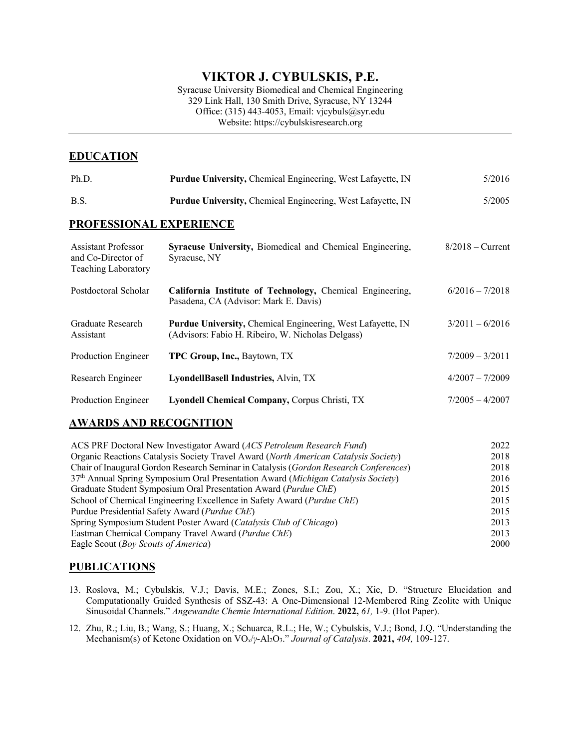# VIKTOR J. CYBULSKIS, P.E.

Syracuse University Biomedical and Chemical Engineering
329 Link Hall, 130 Smith Drive, Syracuse, NY 13244
Office: (315) 443-4053, Email: vjcybuls@syr.edu
Website: https://cybulskisresearch.org

## EDUCATION

| | | |
|---|---|---|
| Ph.D. | **Purdue University,** Chemical Engineering, West Lafayette, IN | 5/2016 |
| B.S. | **Purdue University,** Chemical Engineering, West Lafayette, IN | 5/2005 |

## PROFESSIONAL EXPERIENCE

| | | |
|---|---|---|
| Assistant Professor and Co-Director of Teaching Laboratory | **Syracuse University,** Biomedical and Chemical Engineering, Syracuse, NY | 8/2018 – Current |
| Postdoctoral Scholar | **California Institute of Technology,** Chemical Engineering, Pasadena, CA (Advisor: Mark E. Davis) | 6/2016 – 7/2018 |
| Graduate Research Assistant | **Purdue University,** Chemical Engineering, West Lafayette, IN (Advisors: Fabio H. Ribeiro, W. Nicholas Delgass) | 3/2011 – 6/2016 |
| Production Engineer | **TPC Group, Inc.,** Baytown, TX | 7/2009 – 3/2011 |
| Research Engineer | **LyondellBasell Industries,** Alvin, TX | 4/2007 – 7/2009 |
| Production Engineer | **Lyondell Chemical Company,** Corpus Christi, TX | 7/2005 – 4/2007 |

## AWARDS AND RECOGNITION

| | |
|---|---|
| ACS PRF Doctoral New Investigator Award (*ACS Petroleum Research Fund*) | 2022 |
| Organic Reactions Catalysis Society Travel Award (*North American Catalysis Society*) | 2018 |
| Chair of Inaugural Gordon Research Seminar in Catalysis (*Gordon Research Conferences*) | 2018 |
| 37th Annual Spring Symposium Oral Presentation Award (*Michigan Catalysis Society*) | 2016 |
| Graduate Student Symposium Oral Presentation Award (*Purdue ChE*) | 2015 |
| School of Chemical Engineering Excellence in Safety Award (*Purdue ChE*) | 2015 |
| Purdue Presidential Safety Award (*Purdue ChE*) | 2015 |
| Spring Symposium Student Poster Award (*Catalysis Club of Chicago*) | 2013 |
| Eastman Chemical Company Travel Award (*Purdue ChE*) | 2013 |
| Eagle Scout (*Boy Scouts of America*) | 2000 |

## PUBLICATIONS

13. Roslova, M.; Cybulskis, V.J.; Davis, M.E.; Zones, S.I.; Zou, X.; Xie, D. "Structure Elucidation and Computationally Guided Synthesis of SSZ-43: A One-Dimensional 12-Membered Ring Zeolite with Unique Sinusoidal Channels." *Angewandte Chemie International Edition*. **2022,** *61,* 1-9. (Hot Paper).

12. Zhu, R.; Liu, B.; Wang, S.; Huang, X.; Schuarca, R.L.; He, W.; Cybulskis, V.J.; Bond, J.Q. "Understanding the Mechanism(s) of Ketone Oxidation on $VO_x/\gamma\text{-}Al_2O_3$." *Journal of Catalysis*. **2021,** *404,* 109-127.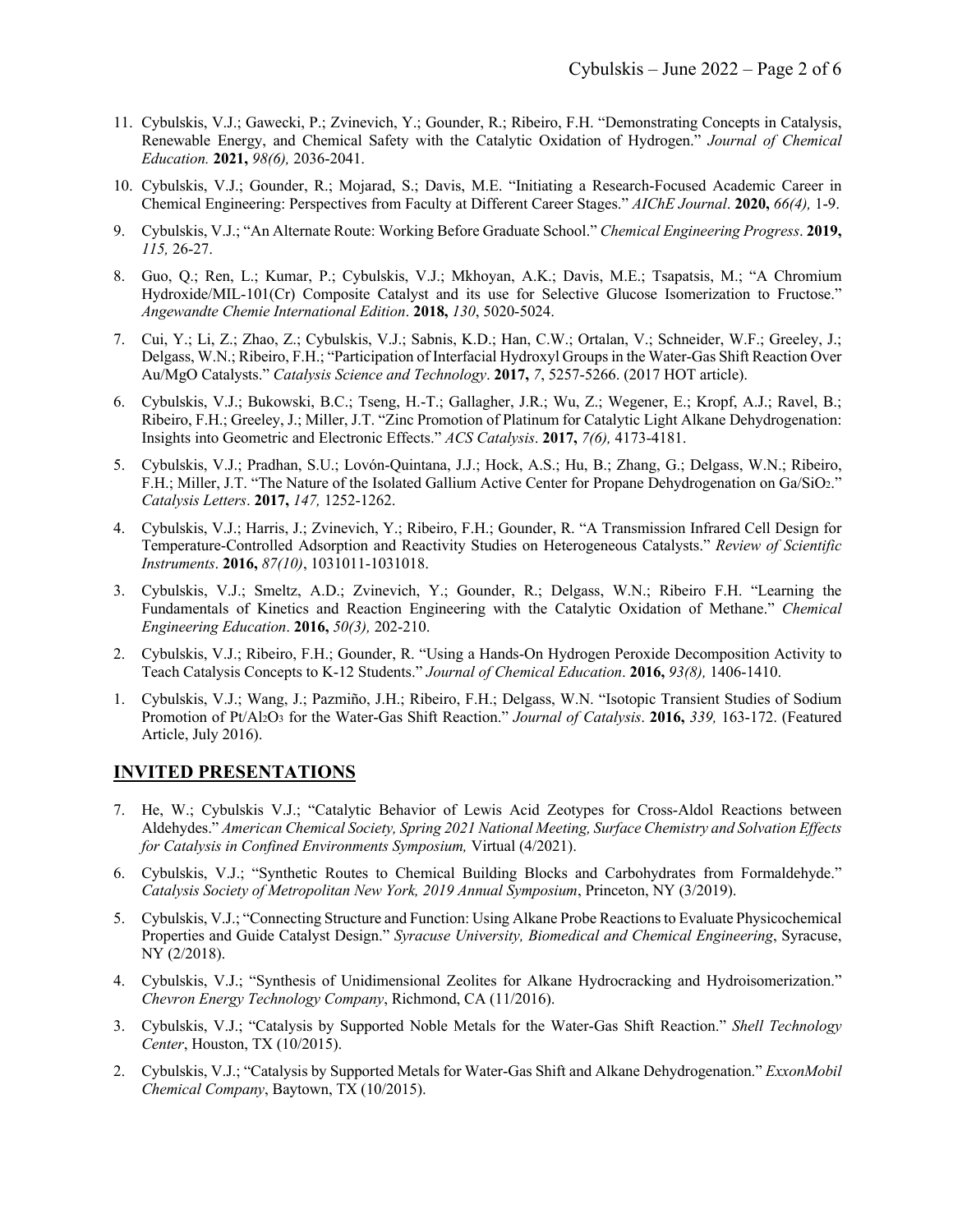11. Cybulskis, V.J.; Gawecki, P.; Zvinevich, Y.; Gounder, R.; Ribeiro, F.H. "Demonstrating Concepts in Catalysis, Renewable Energy, and Chemical Safety with the Catalytic Oxidation of Hydrogen." *Journal of Chemical Education.* **2021,** *98(6),* 2036-2041.

10. Cybulskis, V.J.; Gounder, R.; Mojarad, S.; Davis, M.E. "Initiating a Research-Focused Academic Career in Chemical Engineering: Perspectives from Faculty at Different Career Stages." *AIChE Journal*. **2020,** *66(4),* 1-9.

9. Cybulskis, V.J.; "An Alternate Route: Working Before Graduate School." *Chemical Engineering Progress*. **2019,** *115,* 26-27.

8. Guo, Q.; Ren, L.; Kumar, P.; Cybulskis, V.J.; Mkhoyan, A.K.; Davis, M.E.; Tsapatsis, M.; "A Chromium Hydroxide/MIL-101(Cr) Composite Catalyst and its use for Selective Glucose Isomerization to Fructose." *Angewandte Chemie International Edition*. **2018,** *130*, 5020-5024.

7. Cui, Y.; Li, Z.; Zhao, Z.; Cybulskis, V.J.; Sabnis, K.D.; Han, C.W.; Ortalan, V.; Schneider, W.F.; Greeley, J.; Delgass, W.N.; Ribeiro, F.H.; "Participation of Interfacial Hydroxyl Groups in the Water-Gas Shift Reaction Over Au/MgO Catalysts." *Catalysis Science and Technology*. **2017,** *7*, 5257-5266. (2017 HOT article).

6. Cybulskis, V.J.; Bukowski, B.C.; Tseng, H.-T.; Gallagher, J.R.; Wu, Z.; Wegener, E.; Kropf, A.J.; Ravel, B.; Ribeiro, F.H.; Greeley, J.; Miller, J.T. "Zinc Promotion of Platinum for Catalytic Light Alkane Dehydrogenation: Insights into Geometric and Electronic Effects." *ACS Catalysis*. **2017,** *7(6),* 4173-4181.

5. Cybulskis, V.J.; Pradhan, S.U.; Lovón-Quintana, J.J.; Hock, A.S.; Hu, B.; Zhang, G.; Delgass, W.N.; Ribeiro, F.H.; Miller, J.T. "The Nature of the Isolated Gallium Active Center for Propane Dehydrogenation on $Ga/SiO_2$." *Catalysis Letters*. **2017,** *147,* 1252-1262.

4. Cybulskis, V.J.; Harris, J.; Zvinevich, Y.; Ribeiro, F.H.; Gounder, R. "A Transmission Infrared Cell Design for Temperature-Controlled Adsorption and Reactivity Studies on Heterogeneous Catalysts." *Review of Scientific Instruments*. **2016,** *87(10)*, 1031011-1031018.

3. Cybulskis, V.J.; Smeltz, A.D.; Zvinevich, Y.; Gounder, R.; Delgass, W.N.; Ribeiro F.H. "Learning the Fundamentals of Kinetics and Reaction Engineering with the Catalytic Oxidation of Methane." *Chemical Engineering Education*. **2016,** *50(3),* 202-210.

2. Cybulskis, V.J.; Ribeiro, F.H.; Gounder, R. "Using a Hands-On Hydrogen Peroxide Decomposition Activity to Teach Catalysis Concepts to K-12 Students." *Journal of Chemical Education*. **2016,** *93(8),* 1406-1410.

1. Cybulskis, V.J.; Wang, J.; Pazmiño, J.H.; Ribeiro, F.H.; Delgass, W.N. "Isotopic Transient Studies of Sodium Promotion of $Pt/Al_2O_3$ for the Water-Gas Shift Reaction." *Journal of Catalysis*. **2016,** *339,* 163-172. (Featured Article, July 2016).

## INVITED PRESENTATIONS

7. He, W.; Cybulskis V.J.; "Catalytic Behavior of Lewis Acid Zeotypes for Cross-Aldol Reactions between Aldehydes." *American Chemical Society, Spring 2021 National Meeting, Surface Chemistry and Solvation Effects for Catalysis in Confined Environments Symposium,* Virtual (4/2021).

6. Cybulskis, V.J.; "Synthetic Routes to Chemical Building Blocks and Carbohydrates from Formaldehyde." *Catalysis Society of Metropolitan New York, 2019 Annual Symposium*, Princeton, NY (3/2019).

5. Cybulskis, V.J.; "Connecting Structure and Function: Using Alkane Probe Reactions to Evaluate Physicochemical Properties and Guide Catalyst Design." *Syracuse University, Biomedical and Chemical Engineering*, Syracuse, NY (2/2018).

4. Cybulskis, V.J.; "Synthesis of Unidimensional Zeolites for Alkane Hydrocracking and Hydroisomerization." *Chevron Energy Technology Company*, Richmond, CA (11/2016).

3. Cybulskis, V.J.; "Catalysis by Supported Noble Metals for the Water-Gas Shift Reaction." *Shell Technology Center*, Houston, TX (10/2015).

2. Cybulskis, V.J.; "Catalysis by Supported Metals for Water-Gas Shift and Alkane Dehydrogenation." *ExxonMobil Chemical Company*, Baytown, TX (10/2015).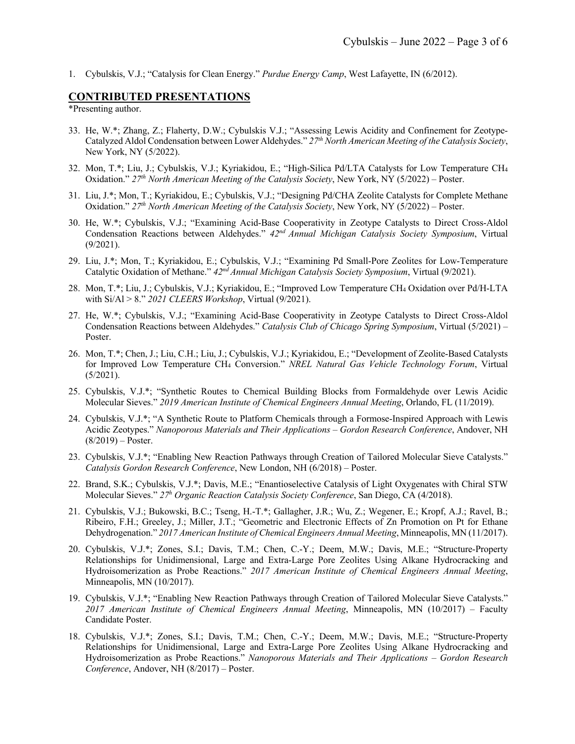1. Cybulskis, V.J.; "Catalysis for Clean Energy." *Purdue Energy Camp*, West Lafayette, IN (6/2012).

## CONTRIBUTED PRESENTATIONS

*Presenting author.

33. He, W.*; Zhang, Z.; Flaherty, D.W.; Cybulskis V.J.; "Assessing Lewis Acidity and Confinement for Zeotype-Catalyzed Aldol Condensation between Lower Aldehydes." *27th North American Meeting of the Catalysis Society*, New York, NY (5/2022).

32. Mon, T.*; Liu, J.; Cybulskis, V.J.; Kyriakidou, E.; "High-Silica Pd/LTA Catalysts for Low Temperature $CH_4$ Oxidation." *27th North American Meeting of the Catalysis Society*, New York, NY (5/2022) – Poster.

31. Liu, J.*; Mon, T.; Kyriakidou, E.; Cybulskis, V.J.; "Designing Pd/CHA Zeolite Catalysts for Complete Methane Oxidation." *27th North American Meeting of the Catalysis Society*, New York, NY (5/2022) – Poster.

30. He, W.*; Cybulskis, V.J.; "Examining Acid-Base Cooperativity in Zeotype Catalysts to Direct Cross-Aldol Condensation Reactions between Aldehydes." *42nd Annual Michigan Catalysis Society Symposium*, Virtual (9/2021).

29. Liu, J.*; Mon, T.; Kyriakidou, E.; Cybulskis, V.J.; "Examining Pd Small-Pore Zeolites for Low-Temperature Catalytic Oxidation of Methane." *42nd Annual Michigan Catalysis Society Symposium*, Virtual (9/2021).

28. Mon, T.*; Liu, J.; Cybulskis, V.J.; Kyriakidou, E.; "Improved Low Temperature $CH_4$ Oxidation over Pd/H-LTA with Si/Al > 8." *2021 CLEERS Workshop*, Virtual (9/2021).

27. He, W.*; Cybulskis, V.J.; "Examining Acid-Base Cooperativity in Zeotype Catalysts to Direct Cross-Aldol Condensation Reactions between Aldehydes." *Catalysis Club of Chicago Spring Symposium*, Virtual (5/2021) – Poster.

26. Mon, T.*; Chen, J.; Liu, C.H.; Liu, J.; Cybulskis, V.J.; Kyriakidou, E.; "Development of Zeolite-Based Catalysts for Improved Low Temperature $CH_4$ Conversion." *NREL Natural Gas Vehicle Technology Forum*, Virtual (5/2021).

25. Cybulskis, V.J.*; "Synthetic Routes to Chemical Building Blocks from Formaldehyde over Lewis Acidic Molecular Sieves." *2019 American Institute of Chemical Engineers Annual Meeting*, Orlando, FL (11/2019).

24. Cybulskis, V.J.*; "A Synthetic Route to Platform Chemicals through a Formose-Inspired Approach with Lewis Acidic Zeotypes." *Nanoporous Materials and Their Applications – Gordon Research Conference*, Andover, NH (8/2019) – Poster.

23. Cybulskis, V.J.*; "Enabling New Reaction Pathways through Creation of Tailored Molecular Sieve Catalysts." *Catalysis Gordon Research Conference*, New London, NH (6/2018) – Poster.

22. Brand, S.K.; Cybulskis, V.J.*; Davis, M.E.; "Enantioselective Catalysis of Light Oxygenates with Chiral STW Molecular Sieves." *27th Organic Reaction Catalysis Society Conference*, San Diego, CA (4/2018).

21. Cybulskis, V.J.; Bukowski, B.C.; Tseng, H.-T.*; Gallagher, J.R.; Wu, Z.; Wegener, E.; Kropf, A.J.; Ravel, B.; Ribeiro, F.H.; Greeley, J.; Miller, J.T.; "Geometric and Electronic Effects of Zn Promotion on Pt for Ethane Dehydrogenation." *2017 American Institute of Chemical Engineers Annual Meeting*, Minneapolis, MN (11/2017).

20. Cybulskis, V.J.*; Zones, S.I.; Davis, T.M.; Chen, C.-Y.; Deem, M.W.; Davis, M.E.; "Structure-Property Relationships for Unidimensional, Large and Extra-Large Pore Zeolites Using Alkane Hydrocracking and Hydroisomerization as Probe Reactions." *2017 American Institute of Chemical Engineers Annual Meeting*, Minneapolis, MN (10/2017).

19. Cybulskis, V.J.*; "Enabling New Reaction Pathways through Creation of Tailored Molecular Sieve Catalysts." *2017 American Institute of Chemical Engineers Annual Meeting*, Minneapolis, MN (10/2017) – Faculty Candidate Poster.

18. Cybulskis, V.J.*; Zones, S.I.; Davis, T.M.; Chen, C.-Y.; Deem, M.W.; Davis, M.E.; "Structure-Property Relationships for Unidimensional, Large and Extra-Large Pore Zeolites Using Alkane Hydrocracking and Hydroisomerization as Probe Reactions." *Nanoporous Materials and Their Applications – Gordon Research Conference*, Andover, NH (8/2017) – Poster.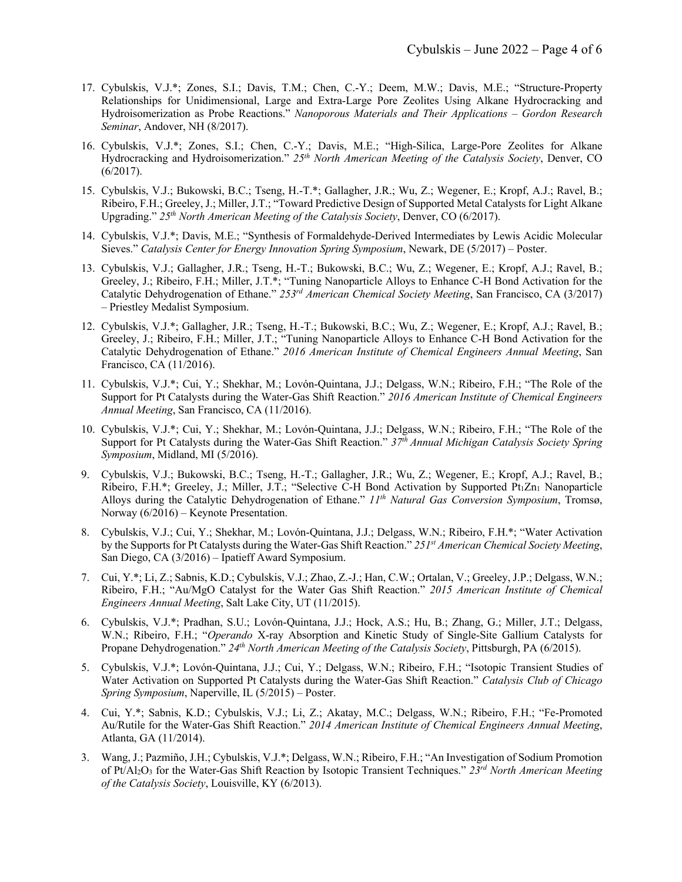17. Cybulskis, V.J.*; Zones, S.I.; Davis, T.M.; Chen, C.-Y.; Deem, M.W.; Davis, M.E.; "Structure-Property Relationships for Unidimensional, Large and Extra-Large Pore Zeolites Using Alkane Hydrocracking and Hydroisomerization as Probe Reactions." *Nanoporous Materials and Their Applications – Gordon Research Seminar*, Andover, NH (8/2017).

16. Cybulskis, V.J.*; Zones, S.I.; Chen, C.-Y.; Davis, M.E.; "High-Silica, Large-Pore Zeolites for Alkane Hydrocracking and Hydroisomerization." *25th North American Meeting of the Catalysis Society*, Denver, CO (6/2017).

15. Cybulskis, V.J.; Bukowski, B.C.; Tseng, H.-T.*; Gallagher, J.R.; Wu, Z.; Wegener, E.; Kropf, A.J.; Ravel, B.; Ribeiro, F.H.; Greeley, J.; Miller, J.T.; "Toward Predictive Design of Supported Metal Catalysts for Light Alkane Upgrading." *25th North American Meeting of the Catalysis Society*, Denver, CO (6/2017).

14. Cybulskis, V.J.*; Davis, M.E.; "Synthesis of Formaldehyde-Derived Intermediates by Lewis Acidic Molecular Sieves." *Catalysis Center for Energy Innovation Spring Symposium*, Newark, DE (5/2017) – Poster.

13. Cybulskis, V.J.; Gallagher, J.R.; Tseng, H.-T.; Bukowski, B.C.; Wu, Z.; Wegener, E.; Kropf, A.J.; Ravel, B.; Greeley, J.; Ribeiro, F.H.; Miller, J.T.*; "Tuning Nanoparticle Alloys to Enhance C-H Bond Activation for the Catalytic Dehydrogenation of Ethane." *253rd American Chemical Society Meeting*, San Francisco, CA (3/2017) – Priestley Medalist Symposium.

12. Cybulskis, V.J.*; Gallagher, J.R.; Tseng, H.-T.; Bukowski, B.C.; Wu, Z.; Wegener, E.; Kropf, A.J.; Ravel, B.; Greeley, J.; Ribeiro, F.H.; Miller, J.T.; "Tuning Nanoparticle Alloys to Enhance C-H Bond Activation for the Catalytic Dehydrogenation of Ethane." *2016 American Institute of Chemical Engineers Annual Meeting*, San Francisco, CA (11/2016).

11. Cybulskis, V.J.*; Cui, Y.; Shekhar, M.; Lovón-Quintana, J.J.; Delgass, W.N.; Ribeiro, F.H.; "The Role of the Support for Pt Catalysts during the Water-Gas Shift Reaction." *2016 American Institute of Chemical Engineers Annual Meeting*, San Francisco, CA (11/2016).

10. Cybulskis, V.J.*; Cui, Y.; Shekhar, M.; Lovón-Quintana, J.J.; Delgass, W.N.; Ribeiro, F.H.; "The Role of the Support for Pt Catalysts during the Water-Gas Shift Reaction." *37th Annual Michigan Catalysis Society Spring Symposium*, Midland, MI (5/2016).

9. Cybulskis, V.J.; Bukowski, B.C.; Tseng, H.-T.; Gallagher, J.R.; Wu, Z.; Wegener, E.; Kropf, A.J.; Ravel, B.; Ribeiro, F.H.*; Greeley, J.; Miller, J.T.; "Selective C-H Bond Activation by Supported $Pt_1Zn_1$ Nanoparticle Alloys during the Catalytic Dehydrogenation of Ethane." *11th Natural Gas Conversion Symposium*, Tromsø, Norway (6/2016) – Keynote Presentation.

8. Cybulskis, V.J.; Cui, Y.; Shekhar, M.; Lovón-Quintana, J.J.; Delgass, W.N.; Ribeiro, F.H.*; "Water Activation by the Supports for Pt Catalysts during the Water-Gas Shift Reaction." *251st American Chemical Society Meeting*, San Diego, CA (3/2016) – Ipatieff Award Symposium.

7. Cui, Y.*; Li, Z.; Sabnis, K.D.; Cybulskis, V.J.; Zhao, Z.-J.; Han, C.W.; Ortalan, V.; Greeley, J.P.; Delgass, W.N.; Ribeiro, F.H.; "Au/MgO Catalyst for the Water Gas Shift Reaction." *2015 American Institute of Chemical Engineers Annual Meeting*, Salt Lake City, UT (11/2015).

6. Cybulskis, V.J.*; Pradhan, S.U.; Lovón-Quintana, J.J.; Hock, A.S.; Hu, B.; Zhang, G.; Miller, J.T.; Delgass, W.N.; Ribeiro, F.H.; "*Operando* X-ray Absorption and Kinetic Study of Single-Site Gallium Catalysts for Propane Dehydrogenation." *24th North American Meeting of the Catalysis Society*, Pittsburgh, PA (6/2015).

5. Cybulskis, V.J.*; Lovón-Quintana, J.J.; Cui, Y.; Delgass, W.N.; Ribeiro, F.H.; "Isotopic Transient Studies of Water Activation on Supported Pt Catalysts during the Water-Gas Shift Reaction." *Catalysis Club of Chicago Spring Symposium*, Naperville, IL (5/2015) – Poster.

4. Cui, Y.*; Sabnis, K.D.; Cybulskis, V.J.; Li, Z.; Akatay, M.C.; Delgass, W.N.; Ribeiro, F.H.; "Fe-Promoted Au/Rutile for the Water-Gas Shift Reaction." *2014 American Institute of Chemical Engineers Annual Meeting*, Atlanta, GA (11/2014).

3. Wang, J.; Pazmiño, J.H.; Cybulskis, V.J.*; Delgass, W.N.; Ribeiro, F.H.; "An Investigation of Sodium Promotion of $Pt/Al_2O_3$ for the Water-Gas Shift Reaction by Isotopic Transient Techniques." *23rd North American Meeting of the Catalysis Society*, Louisville, KY (6/2013).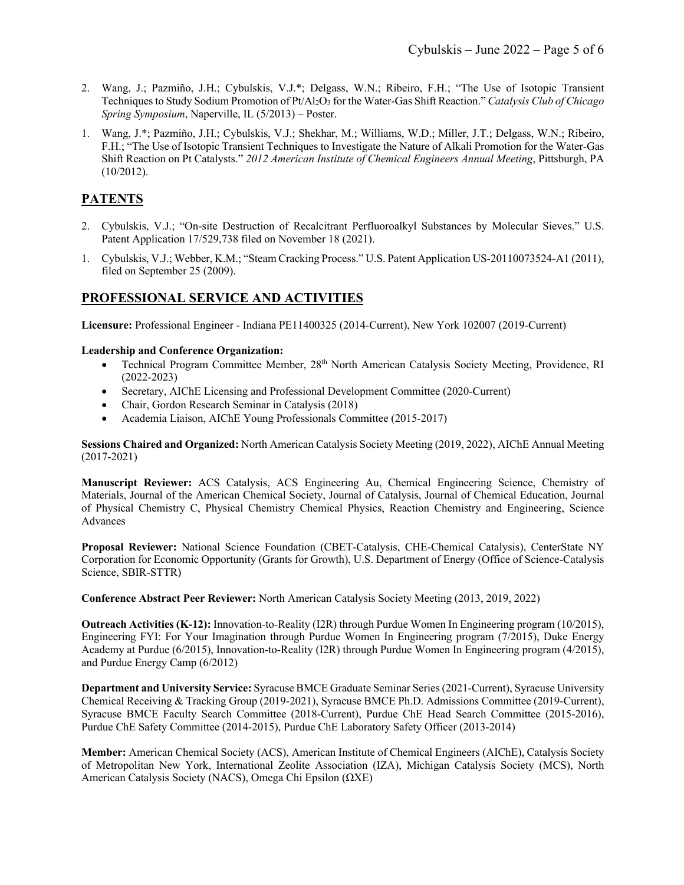2. Wang, J.; Pazmiño, J.H.; Cybulskis, V.J.*; Delgass, W.N.; Ribeiro, F.H.; "The Use of Isotopic Transient Techniques to Study Sodium Promotion of $Pt/Al_2O_3$ for the Water-Gas Shift Reaction." *Catalysis Club of Chicago Spring Symposium*, Naperville, IL (5/2013) – Poster.
1. Wang, J.*; Pazmiño, J.H.; Cybulskis, V.J.; Shekhar, M.; Williams, W.D.; Miller, J.T.; Delgass, W.N.; Ribeiro, F.H.; "The Use of Isotopic Transient Techniques to Investigate the Nature of Alkali Promotion for the Water-Gas Shift Reaction on Pt Catalysts." *2012 American Institute of Chemical Engineers Annual Meeting*, Pittsburgh, PA (10/2012).

## PATENTS

2. Cybulskis, V.J.; "On-site Destruction of Recalcitrant Perfluoroalkyl Substances by Molecular Sieves." U.S. Patent Application 17/529,738 filed on November 18 (2021).
1. Cybulskis, V.J.; Webber, K.M.; "Steam Cracking Process." U.S. Patent Application US-20110073524-A1 (2011), filed on September 25 (2009).

## PROFESSIONAL SERVICE AND ACTIVITIES

**Licensure:** Professional Engineer - Indiana PE11400325 (2014-Current), New York 102007 (2019-Current)

**Leadership and Conference Organization:**

- Technical Program Committee Member, 28th North American Catalysis Society Meeting, Providence, RI (2022-2023)
- Secretary, AIChE Licensing and Professional Development Committee (2020-Current)
- Chair, Gordon Research Seminar in Catalysis (2018)
- Academia Liaison, AIChE Young Professionals Committee (2015-2017)

**Sessions Chaired and Organized:** North American Catalysis Society Meeting (2019, 2022), AIChE Annual Meeting (2017-2021)

**Manuscript Reviewer:** ACS Catalysis, ACS Engineering Au, Chemical Engineering Science, Chemistry of Materials, Journal of the American Chemical Society, Journal of Catalysis, Journal of Chemical Education, Journal of Physical Chemistry C, Physical Chemistry Chemical Physics, Reaction Chemistry and Engineering, Science Advances

**Proposal Reviewer:** National Science Foundation (CBET-Catalysis, CHE-Chemical Catalysis), CenterState NY Corporation for Economic Opportunity (Grants for Growth), U.S. Department of Energy (Office of Science-Catalysis Science, SBIR-STTR)

**Conference Abstract Peer Reviewer:** North American Catalysis Society Meeting (2013, 2019, 2022)

**Outreach Activities (K-12):** Innovation-to-Reality (I2R) through Purdue Women In Engineering program (10/2015), Engineering FYI: For Your Imagination through Purdue Women In Engineering program (7/2015), Duke Energy Academy at Purdue (6/2015), Innovation-to-Reality (I2R) through Purdue Women In Engineering program (4/2015), and Purdue Energy Camp (6/2012)

**Department and University Service:** Syracuse BMCE Graduate Seminar Series (2021-Current), Syracuse University Chemical Receiving & Tracking Group (2019-2021), Syracuse BMCE Ph.D. Admissions Committee (2019-Current), Syracuse BMCE Faculty Search Committee (2018-Current), Purdue ChE Head Search Committee (2015-2016), Purdue ChE Safety Committee (2014-2015), Purdue ChE Laboratory Safety Officer (2013-2014)

**Member:** American Chemical Society (ACS), American Institute of Chemical Engineers (AIChE), Catalysis Society of Metropolitan New York, International Zeolite Association (IZA), Michigan Catalysis Society (MCS), North American Catalysis Society (NACS), Omega Chi Epsilon (ΩXE)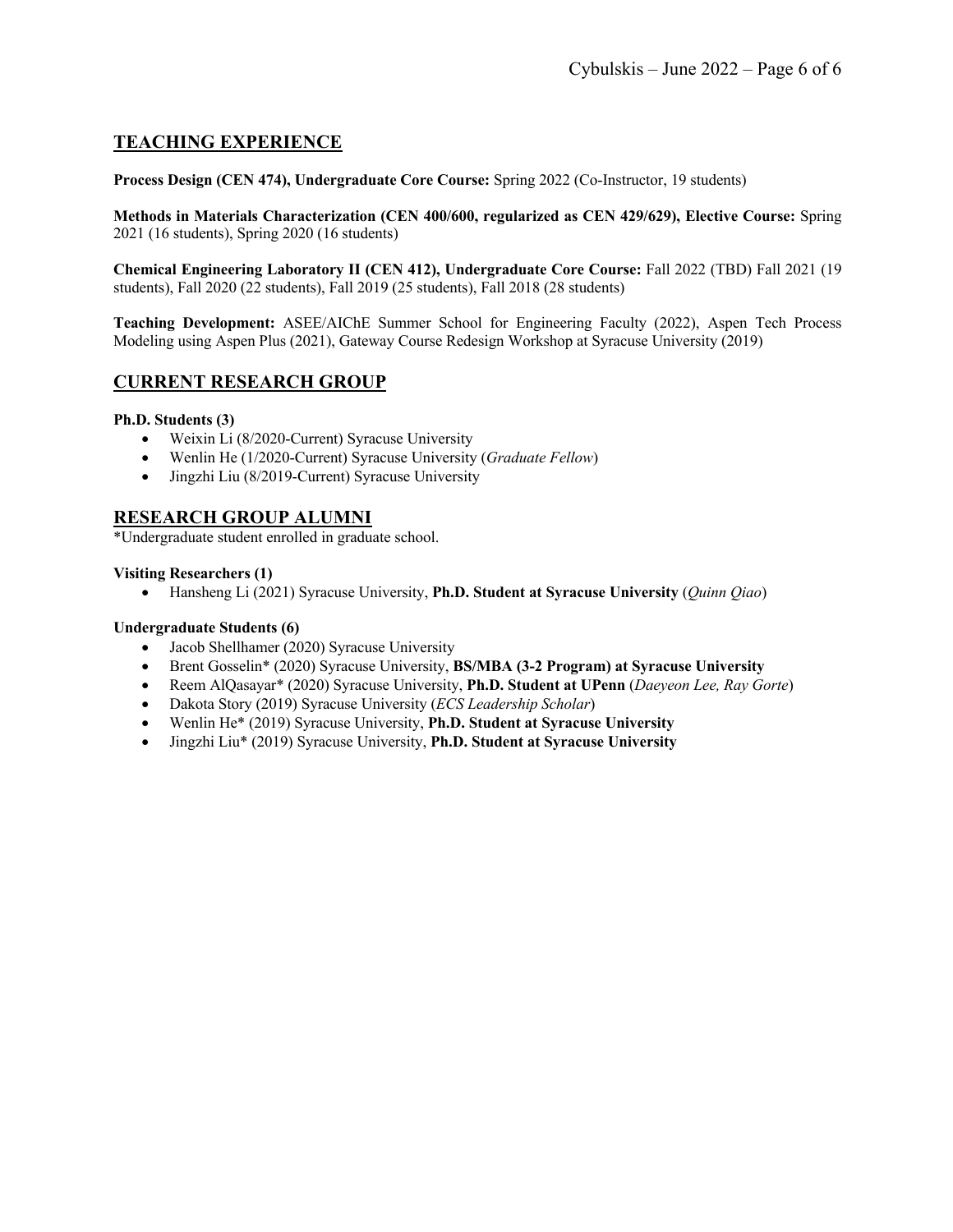## TEACHING EXPERIENCE

**Process Design (CEN 474), Undergraduate Core Course:** Spring 2022 (Co-Instructor, 19 students)

**Methods in Materials Characterization (CEN 400/600, regularized as CEN 429/629), Elective Course:** Spring 2021 (16 students), Spring 2020 (16 students)

**Chemical Engineering Laboratory II (CEN 412), Undergraduate Core Course:** Fall 2022 (TBD) Fall 2021 (19 students), Fall 2020 (22 students), Fall 2019 (25 students), Fall 2018 (28 students)

**Teaching Development:** ASEE/AIChE Summer School for Engineering Faculty (2022), Aspen Tech Process Modeling using Aspen Plus (2021), Gateway Course Redesign Workshop at Syracuse University (2019)

## CURRENT RESEARCH GROUP

**Ph.D. Students (3)**

- Weixin Li (8/2020-Current) Syracuse University
- Wenlin He (1/2020-Current) Syracuse University (*Graduate Fellow*)
- Jingzhi Liu (8/2019-Current) Syracuse University

## RESEARCH GROUP ALUMNI

*Undergraduate student enrolled in graduate school.

**Visiting Researchers (1)**

- Hansheng Li (2021) Syracuse University, **Ph.D. Student at Syracuse University** (*Quinn Qiao*)

**Undergraduate Students (6)**

- Jacob Shellhamer (2020) Syracuse University
- Brent Gosselin* (2020) Syracuse University, **BS/MBA (3-2 Program) at Syracuse University**
- Reem AlQasayar* (2020) Syracuse University, **Ph.D. Student at UPenn** (*Daeyeon Lee, Ray Gorte*)
- Dakota Story (2019) Syracuse University (*ECS Leadership Scholar*)
- Wenlin He* (2019) Syracuse University, **Ph.D. Student at Syracuse University**
- Jingzhi Liu* (2019) Syracuse University, **Ph.D. Student at Syracuse University**